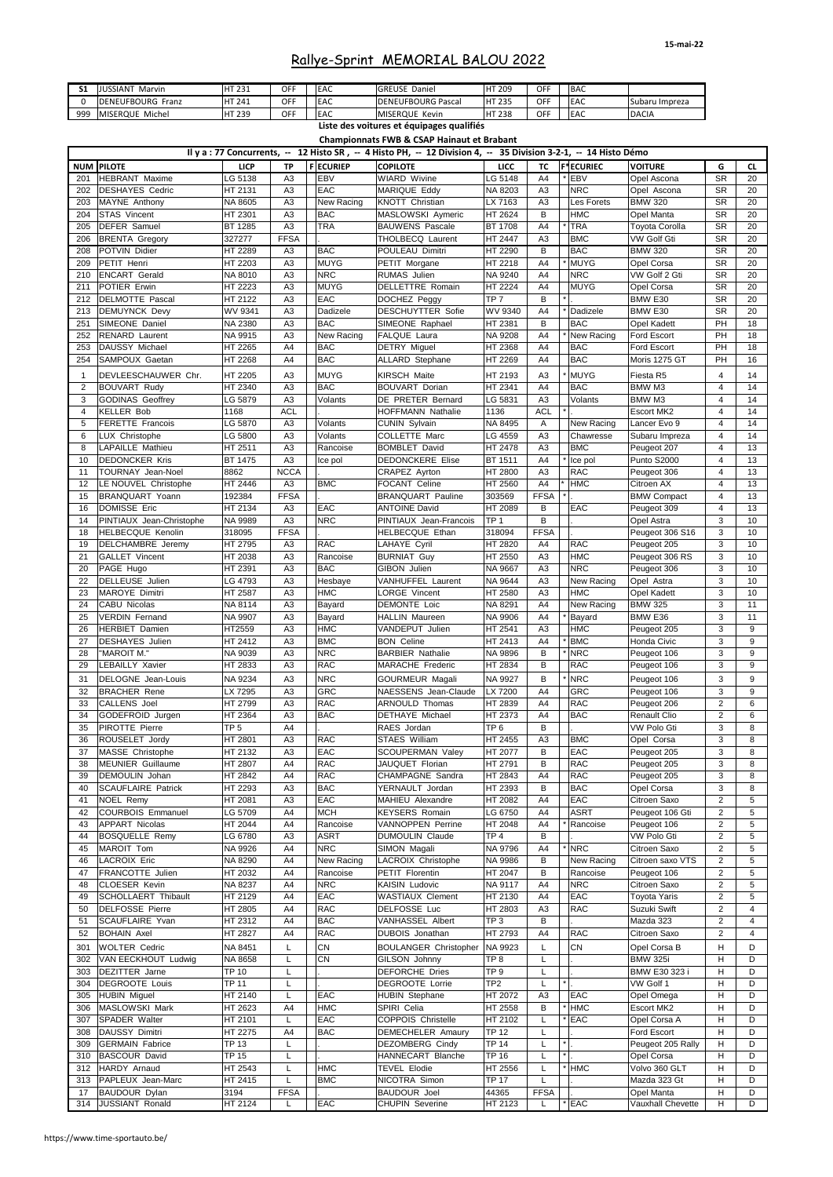15-mai-22

# Rallye-Sprint MEMORIAL BALOU 2022

| | | | | | | | | | | |
|---|---|---|---|---|---|---|---|---|---|---|
| S1 | JUSSIANT Marvin | HT 231 | OFF | EAC | GREUSE Daniel | HT 209 | OFF | BAC | |
| 0 | DENEUFBOURG Franz | HT 241 | OFF | EAC | DENEUFBOURG Pascal | HT 235 | OFF | EAC | Subaru Impreza |
| 999 | MISERQUE Michel | HT 239 | OFF | EAC | MISERQUE Kevin | HT 238 | OFF | EAC | DACIA |

**Liste des voitures et équipages qualifiés**

**Championnats FWB & CSAP Hainaut et Brabant**

**Il y a : 77 Concurrents, -- 12 Histo SR , -- 4 Histo PH, -- 12 Division 4, -- 35 Division 3-2-1, -- 14 Histo Démo**

| NUM | PILOTE | LICP | TP | F | ECURIEP | COPILOTE | LICC | TC | F | ECURIEC | VOITURE | G | CL |
|---|---|---|---|---|---|---|---|---|---|---|---|---|---|
| 201 | HEBRANT Maxime | LG 5138 | A3 | | EBV | WIARD Wivine | LG 5148 | A4 | * | EBV | Opel Ascona | SR | 20 |
| 202 | DESHAYES Cedric | HT 2131 | A3 | | EAC | MARIQUE Eddy | NA 8203 | A3 | | NRC | Opel Ascona | SR | 20 |
| 203 | MAYNE Anthony | NA 8605 | A3 | | New Racing | KNOTT Christian | LX 7163 | A3 | | Les Forets | BMW 320 | SR | 20 |
| 204 | STAS Vincent | HT 2301 | A3 | | BAC | MASLOWSKI Aymeric | HT 2624 | B | | HMC | Opel Manta | SR | 20 |
| 205 | DEFER Samuel | BT 1285 | A3 | | TRA | BAUWENS Pascale | BT 1708 | A4 | * | TRA | Toyota Corolla | SR | 20 |
| 206 | BRENTA Gregory | 327277 | FFSA | | . | THOLBECQ Laurent | HT 2447 | A3 | | BMC | VW Golf Gti | SR | 20 |
| 208 | POTVIN Didier | HT 2289 | A3 | | BAC | POULEAU Dimitri | HT 2290 | B | | BAC | BMW 320 | SR | 20 |
| 209 | PETIT Henri | HT 2203 | A3 | | MUYG | PETIT Morgane | HT 2218 | A4 | * | MUYG | Opel Corsa | SR | 20 |
| 210 | ENCART Gerald | NA 8010 | A3 | | NRC | RUMAS Julien | NA 9240 | A4 | | NRC | VW Golf 2 Gti | SR | 20 |
| 211 | POTIER Erwin | HT 2223 | A3 | | MUYG | DELLETTRE Romain | HT 2224 | A4 | | MUYG | Opel Corsa | SR | 20 |
| 212 | DELMOTTE Pascal | HT 2122 | A3 | | EAC | DOCHEZ Peggy | TP 7 | B | * | . | BMW E30 | SR | 20 |
| 213 | DEMUYNCK Devy | WV 9341 | A3 | | Dadizele | DESCHUYTTER Sofie | WV 9340 | A4 | * | Dadizele | BMW E30 | SR | 20 |
| 251 | SIMEONE Daniel | NA 2380 | A3 | | BAC | SIMEONE Raphael | HT 2381 | B | | BAC | Opel Kadett | PH | 18 |
| 252 | RENARD Laurent | NA 9915 | A3 | | New Racing | FALQUE Laura | NA 9208 | A4 | * | New Racing | Ford Escort | PH | 18 |
| 253 | DAUSSY Michael | HT 2265 | A4 | | BAC | DETRY Miguel | HT 2368 | A4 | | BAC | Ford Escort | PH | 18 |
| 254 | SAMPOUX Gaetan | HT 2268 | A4 | | BAC | ALLARD Stephane | HT 2269 | A4 | | BAC | Moris 1275 GT | PH | 16 |
| 1 | DEVLEESCHAUWER Chr. | HT 2205 | A3 | | MUYG | KIRSCH Maite | HT 2193 | A3 | * | MUYG | Fiesta R5 | 4 | 14 |
| 2 | BOUVART Rudy | HT 2340 | A3 | | BAC | BOUVART Dorian | HT 2341 | A4 | | BAC | BMW M3 | 4 | 14 |
| 3 | GODINAS Geoffrey | LG 5879 | A3 | | Volants | DE PRETER Bernard | LG 5831 | A3 | | Volants | BMW M3 | 4 | 14 |
| 4 | KELLER Bob | 1168 | ACL | | . | HOFFMANN Nathalie | 1136 | ACL | * | . | Escort MK2 | 4 | 14 |
| 5 | FERETTE Francois | LG 5870 | A3 | | Volants | CUNIN Sylvain | NA 8495 | A | | New Racing | Lancer Evo 9 | 4 | 14 |
| 6 | LUX Christophe | LG 5800 | A3 | | Volants | COLLETTE Marc | LG 4559 | A3 | | Chawresse | Subaru Impreza | 4 | 14 |
| 8 | LAPAILLE Mathieu | HT 2511 | A3 | | Rancoise | BOMBLET David | HT 2478 | A3 | | BMC | Peugeot 207 | 4 | 13 |
| 10 | DEDONCKER Kris | BT 1475 | A3 | | Ice pol | DEDONCKERE Elise | BT 1511 | A4 | * | Ice pol | Punto S2000 | 4 | 13 |
| 11 | TOURNAY Jean-Noel | 8862 | NCCA | | . | CRAPEZ Ayrton | HT 2800 | A3 | | RAC | Peugeot 306 | 4 | 13 |
| 12 | LE NOUVEL Christophe | HT 2446 | A3 | | BMC | FOCANT Celine | HT 2560 | A4 | * | HMC | Citroen AX | 4 | 13 |
| 15 | BRANQUART Yoann | 192384 | FFSA | | . | BRANQUART Pauline | 303569 | FFSA | * | . | BMW Compact | 4 | 13 |
| 16 | DOMISSE Eric | HT 2134 | A3 | | EAC | ANTOINE David | HT 2089 | B | | EAC | Peugeot 309 | 4 | 13 |
| 14 | PINTIAUX Jean-Christophe | NA 9989 | A3 | | NRC | PINTIAUX Jean-Francois | TP 1 | B | | . | Opel Astra | 3 | 10 |
| 18 | HELBECQUE Kenolin | 318095 | FFSA | | . | HELBECQUE Ethan | 318094 | FFSA | | . | Peugeot 306 S16 | 3 | 10 |
| 19 | DELCHAMBRE Jeremy | HT 2795 | A3 | | RAC | LAHAYE Cyril | HT 2820 | A4 | | RAC | Peugeot 205 | 3 | 10 |
| 21 | GALLET Vincent | HT 2038 | A3 | | Rancoise | BURNIAT Guy | HT 2550 | A3 | | HMC | Peugeot 306 RS | 3 | 10 |
| 20 | PAGE Hugo | HT 2391 | A3 | | BAC | GIBON Julien | NA 9667 | A3 | | NRC | Peugeot 306 | 3 | 10 |
| 22 | DELLEUSE Julien | LG 4793 | A3 | | Hesbaye | VANHUFFEL Laurent | NA 9644 | A3 | | New Racing | Opel Astra | 3 | 10 |
| 23 | MAROYE Dimitri | HT 2587 | A3 | | HMC | LORGE Vincent | HT 2580 | A3 | | HMC | Opel Kadett | 3 | 10 |
| 24 | CABU Nicolas | NA 8114 | A3 | | Bayard | DEMONTE Loic | NA 8291 | A4 | | New Racing | BMW 325 | 3 | 11 |
| 25 | VERDIN Fernand | NA 9907 | A3 | | Bayard | HALLIN Maureen | NA 9906 | A4 | * | Bayard | BMW E36 | 3 | 11 |
| 26 | HERBIET Damien | HT2559 | A3 | | HMC | VANDEPUT Julien | HT 2541 | A3 | | HMC | Peugeot 205 | 3 | 9 |
| 27 | DESHAYES Julien | HT 2412 | A3 | | BMC | BON Celine | HT 2413 | A4 | * | BMC | Honda Civic | 3 | 9 |
| 28 | "MAROIT M." | NA 9039 | A3 | | NRC | BARBIER Nathalie | NA 9896 | B | * | NRC | Peugeot 106 | 3 | 9 |
| 29 | LEBAILLY Xavier | HT 2833 | A3 | | RAC | MARACHE Frederic | HT 2834 | B | | RAC | Peugeot 106 | 3 | 9 |
| 31 | DELOGNE Jean-Louis | NA 9234 | A3 | | NRC | GOURMEUR Magali | NA 9927 | B | * | NRC | Peugeot 106 | 3 | 9 |
| 32 | BRACHER Rene | LX 7295 | A3 | | GRC | NAESSENS Jean-Claude | LX 7200 | A4 | | GRC | Peugeot 106 | 3 | 9 |
| 33 | CALLENS Joel | HT 2799 | A3 | | RAC | ARNOULD Thomas | HT 2839 | A4 | | RAC | Peugeot 206 | 2 | 6 |
| 34 | GODEFROID Jurgen | HT 2364 | A3 | | BAC | DETHAYE Michael | HT 2373 | A4 | | BAC | Renault Clio | 2 | 6 |
| 35 | PIROTTE Pierre | TP 5 | A4 | | . | RAES Jordan | TP 6 | B | | . | VW Polo Gti | 3 | 8 |
| 36 | ROUSELET Jordy | HT 2801 | A3 | | RAC | STAES William | HT 2455 | A3 | | BMC | Opel Corsa | 3 | 8 |
| 37 | MASSE Christophe | HT 2132 | A3 | | EAC | SCOUPERMAN Valey | HT 2077 | B | | EAC | Peugeot 205 | 3 | 8 |
| 38 | MEUNIER Guillaume | HT 2807 | A4 | | RAC | JAUQUET Florian | HT 2791 | B | | RAC | Peugeot 205 | 3 | 8 |
| 39 | DEMOULIN Johan | HT 2842 | A4 | | RAC | CHAMPAGNE Sandra | HT 2843 | A4 | | RAC | Peugeot 205 | 3 | 8 |
| 40 | SCAUFLAIRE Patrick | HT 2293 | A3 | | BAC | YERNAULT Jordan | HT 2393 | B | | BAC | Opel Corsa | 3 | 8 |
| 41 | NOEL Remy | HT 2081 | A3 | | EAC | MAHIEU Alexandre | HT 2082 | A4 | | EAC | Citroen Saxo | 2 | 5 |
| 42 | COURBOIS Emmanuel | LG 5709 | A4 | | MCH | KEYSERS Romain | LG 6750 | A4 | | ASRT | Peugeot 106 Gti | 2 | 5 |
| 43 | APPART Nicolas | HT 2044 | A4 | | Rancoise | VANNOPPEN Perrine | HT 2048 | A4 | * | Rancoise | Peugeot 106 | 2 | 5 |
| 44 | BOSQUELLE Remy | LG 6780 | A3 | | ASRT | DUMOULIN Claude | TP 4 | B | | . | VW Polo Gti | 2 | 5 |
| 45 | MAROIT Tom | NA 9926 | A4 | | NRC | SIMON Magali | NA 9796 | A4 | * | NRC | Citroen Saxo | 2 | 5 |
| 46 | LACROIX Eric | NA 8290 | A4 | | New Racing | LACROIX Christophe | NA 9986 | B | | New Racing | Citroen saxo VTS | 2 | 5 |
| 47 | FRANCOTTE Julien | HT 2032 | A4 | | Rancoise | PETIT Florentin | HT 2047 | B | | Rancoise | Peugeot 106 | 2 | 5 |
| 48 | CLOESER Kevin | NA 8237 | A4 | | NRC | KAISIN Ludovic | NA 9117 | A4 | | NRC | Citroen Saxo | 2 | 5 |
| 49 | SCHOLLAERT Thibault | HT 2129 | A4 | | EAC | WASTIAUX Clement | HT 2130 | A4 | | EAC | Toyota Yaris | 2 | 5 |
| 50 | DELFOSSE Pierre | HT 2805 | A4 | | RAC | DELFOSSE Luc | HT 2803 | A3 | | RAC | Suzuki Swift | 2 | 4 |
| 51 | SCAUFLAIRE Yvan | HT 2312 | A4 | | BAC | VANHASSEL Albert | TP 3 | B | | . | Mazda 323 | 2 | 4 |
| 52 | BOHAIN Axel | HT 2827 | A4 | | RAC | DUBOIS Jonathan | HT 2793 | A4 | | RAC | Citroen Saxo | 2 | 4 |
| 301 | WOLTER Cedric | NA 8451 | L | | CN | BOULANGER Christopher | NA 9923 | L | | CN | Opel Corsa B | H | D |
| 302 | VAN EECKHOUT Ludwig | NA 8658 | L | | CN | GILSON Johnny | TP 8 | L | | . | BMW 325i | H | D |
| 303 | DEZITTER Jarne | TP 10 | L | | . | DEFORCHE Dries | TP 9 | L | | . | BMW E30 323 i | H | D |
| 304 | DEGROOTE Louis | TP 11 | L | | . | DEGROOTE Lorrie | TP2 | L | * | . | VW Golf 1 | H | D |
| 305 | HUBIN Miguel | HT 2140 | L | | EAC | HUBIN Stephane | HT 2072 | A3 | | EAC | Opel Omega | H | D |
| 306 | MASLOWSKI Mark | HT 2623 | A4 | | HMC | SPIRI Celia | HT 2558 | B | * | HMC | Escort MK2 | H | D |
| 307 | SPADER Walter | HT 2101 | L | | EAC | COPPOIS Christelle | HT 2102 | L | * | EAC | Opel Corsa A | H | D |
| 308 | DAUSSY Dimitri | HT 2275 | A4 | | BAC | DEMECHELER Amaury | TP 12 | L | | . | Ford Escort | H | D |
| 309 | GERMAIN Fabrice | TP 13 | L | | . | DEZOMBERG Cindy | TP 14 | L | * | . | Peugeot 205 Rally | H | D |
| 310 | BASCOUR David | TP 15 | L | | . | HANNECART Blanche | TP 16 | L | * | . | Opel Corsa | H | D |
| 312 | HARDY Arnaud | HT 2543 | L | | HMC | TEVEL Elodie | HT 2556 | L | * | HMC | Volvo 360 GLT | H | D |
| 313 | PAPLEUX Jean-Marc | HT 2415 | L | | BMC | NICOTRA Simon | TP 17 | L | | . | Mazda 323 Gt | H | D |
| 17 | BAUDOUR Dylan | 3194 | FFSA | | . | BAUDOUR Joel | 44365 | FFSA | | . | Opel Manta | H | D |
| 314 | JUSSIANT Ronald | HT 2124 | L | | EAC | CHUPIN Severine | HT 2123 | L | * | EAC | Vauxhall Chevette | H | D |

https://www.time-sportauto.be/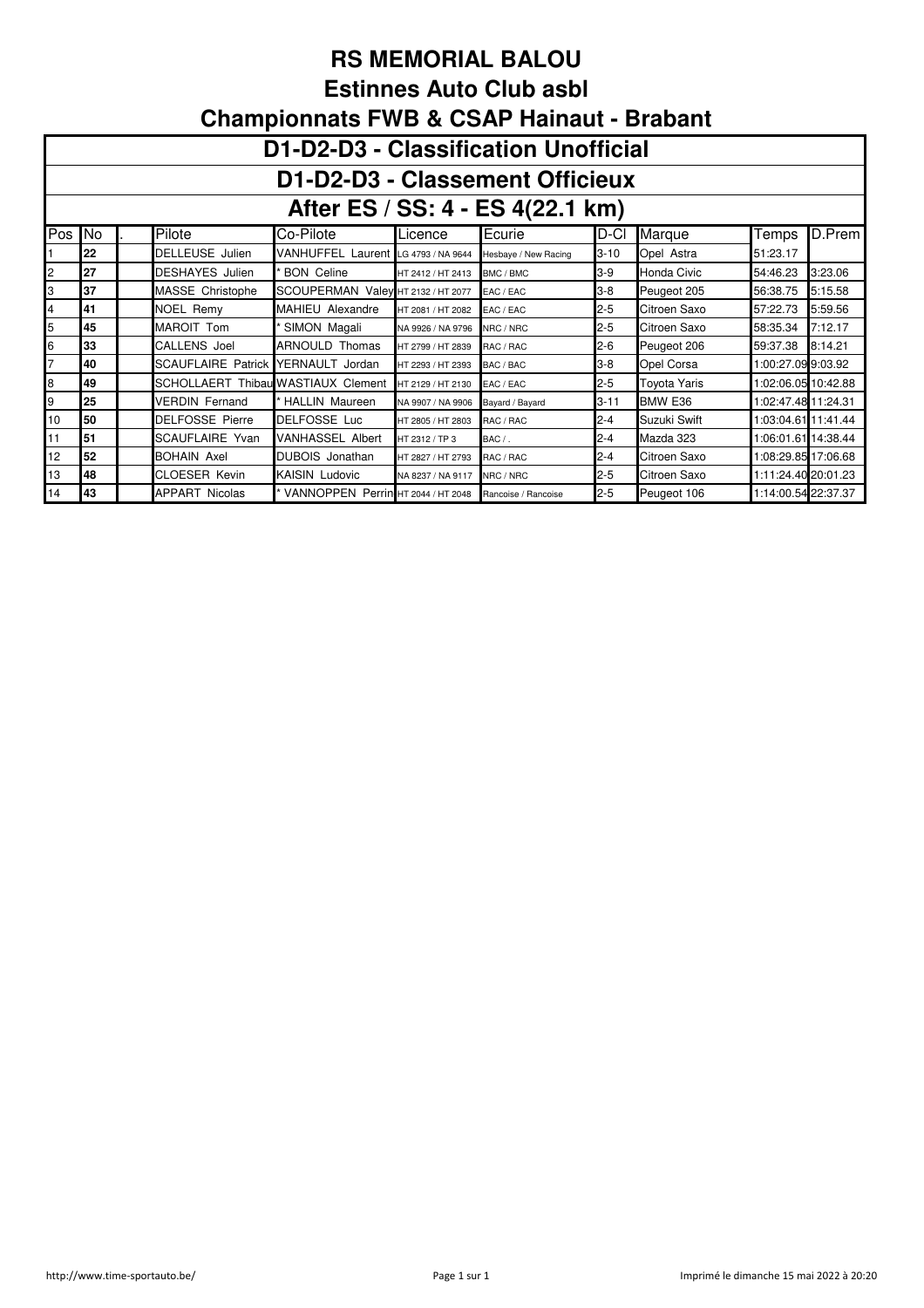# RS MEMORIAL BALOU

## Estinnes Auto Club asbl

## Championnats FWB & CSAP Hainaut - Brabant

### D1-D2-D3 - Classification Unofficial

### D1-D2-D3 - Classement Officieux

### After ES / SS: 4 - ES 4(22.1 km)

| Pos | No | . | Pilote | Co-Pilote | Licence | Ecurie | D-Cl | Marque | Temps | D.Prem |
|---|---|---|---|---|---|---|---|---|---|---|
| 1 | 22 | | DELLEUSE Julien | VANHUFFEL Laurent | LG 4793 / NA 9644 | Hesbaye / New Racing | 3-10 | Opel Astra | 51:23.17 | |
| 2 | 27 | | DESHAYES Julien | * BON Celine | HT 2412 / HT 2413 | BMC / BMC | 3-9 | Honda Civic | 54:46.23 | 3:23.06 |
| 3 | 37 | | MASSE Christophe | SCOUPERMAN Valey | HT 2132 / HT 2077 | EAC / EAC | 3-8 | Peugeot 205 | 56:38.75 | 5:15.58 |
| 4 | 41 | | NOEL Remy | MAHIEU Alexandre | HT 2081 / HT 2082 | EAC / EAC | 2-5 | Citroen Saxo | 57:22.73 | 5:59.56 |
| 5 | 45 | | MAROIT Tom | * SIMON Magali | NA 9926 / NA 9796 | NRC / NRC | 2-5 | Citroen Saxo | 58:35.34 | 7:12.17 |
| 6 | 33 | | CALLENS Joel | ARNOULD Thomas | HT 2799 / HT 2839 | RAC / RAC | 2-6 | Peugeot 206 | 59:37.38 | 8:14.21 |
| 7 | 40 | | SCAUFLAIRE Patrick | YERNAULT Jordan | HT 2293 / HT 2393 | BAC / BAC | 3-8 | Opel Corsa | 1:00:27.09 | 9:03.92 |
| 8 | 49 | | SCHOLLAERT Thibau | WASTIAUX Clement | HT 2129 / HT 2130 | EAC / EAC | 2-5 | Toyota Yaris | 1:02:06.05 | 10:42.88 |
| 9 | 25 | | VERDIN Fernand | * HALLIN Maureen | NA 9907 / NA 9906 | Bayard / Bayard | 3-11 | BMW E36 | 1:02:47.48 | 11:24.31 |
| 10 | 50 | | DELFOSSE Pierre | DELFOSSE Luc | HT 2805 / HT 2803 | RAC / RAC | 2-4 | Suzuki Swift | 1:03:04.61 | 11:41.44 |
| 11 | 51 | | SCAUFLAIRE Yvan | VANHASSEL Albert | HT 2312 / TP 3 | BAC / . | 2-4 | Mazda 323 | 1:06:01.61 | 14:38.44 |
| 12 | 52 | | BOHAIN Axel | DUBOIS Jonathan | HT 2827 / HT 2793 | RAC / RAC | 2-4 | Citroen Saxo | 1:08:29.85 | 17:06.68 |
| 13 | 48 | | CLOESER Kevin | KAISIN Ludovic | NA 8237 / NA 9117 | NRC / NRC | 2-5 | Citroen Saxo | 1:11:24.40 | 20:01.23 |
| 14 | 43 | | APPART Nicolas | * VANNOPPEN Perrin | HT 2044 / HT 2048 | Rancoise / Rancoise | 2-5 | Peugeot 106 | 1:14:00.54 | 22:37.37 |

http://www.time-sportauto.be/

Imprimé le dimanche 15 mai 2022 à 20:20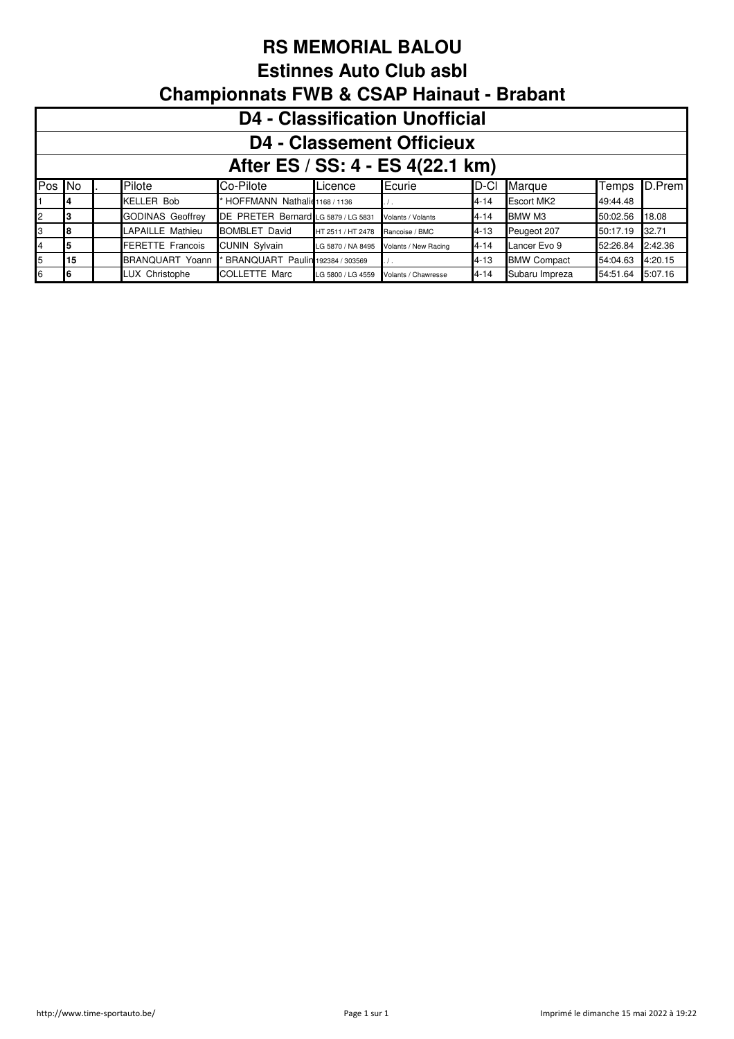# RS MEMORIAL BALOU

## Estinnes Auto Club asbl

## Championnats FWB & CSAP Hainaut - Brabant

### D4 - Classification Unofficial

### D4 - Classement Officieux

### After ES / SS: 4 - ES 4(22.1 km)

| Pos | No | . | Pilote | Co-Pilote | Licence | Ecurie | D-Cl | Marque | Temps | D.Prem |
|---|---|---|---|---|---|---|---|---|---|---|
| 1 | **4** | | KELLER Bob | * HOFFMANN Nathalie | 1168 / 1136 | . / . | 4-14 | Escort MK2 | 49:44.48 | |
| 2 | **3** | | GODINAS Geoffrey | DE PRETER Bernard | LG 5879 / LG 5831 | Volants / Volants | 4-14 | BMW M3 | 50:02.56 | 18.08 |
| 3 | **8** | | LAPAILLE Mathieu | BOMBLET David | HT 2511 / HT 2478 | Rancoise / BMC | 4-13 | Peugeot 207 | 50:17.19 | 32.71 |
| 4 | **5** | | FERETTE Francois | CUNIN Sylvain | LG 5870 / NA 8495 | Volants / New Racing | 4-14 | Lancer Evo 9 | 52:26.84 | 2:42.36 |
| 5 | **15** | | BRANQUART Yoann | * BRANQUART Paulin | 192384 / 303569 | . / . | 4-13 | BMW Compact | 54:04.63 | 4:20.15 |
| 6 | **6** | | LUX Christophe | COLLETTE Marc | LG 5800 / LG 4559 | Volants / Chawresse | 4-14 | Subaru Impreza | 54:51.64 | 5:07.16 |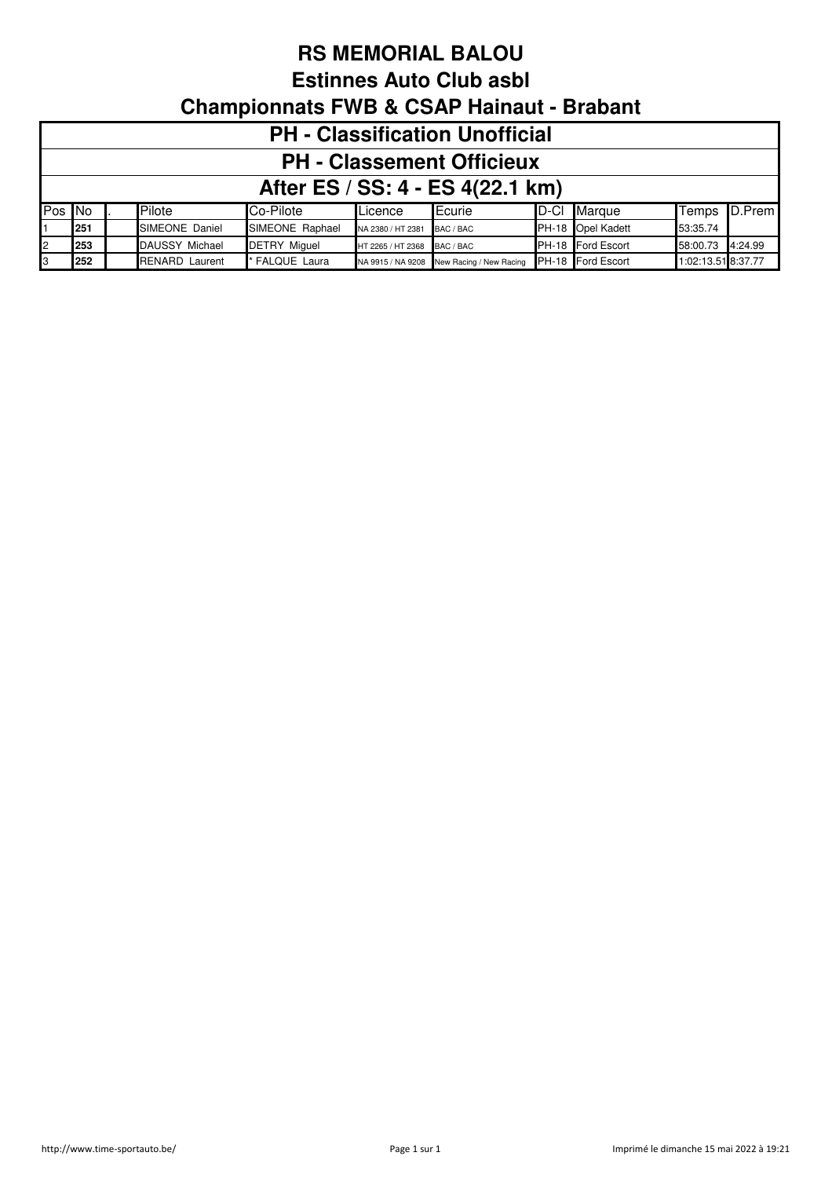# RS MEMORIAL BALOU

## Estinnes Auto Club asbl

## Championnats FWB & CSAP Hainaut - Brabant

### PH - Classification Unofficial

### PH - Classement Officieux

### After ES / SS: 4 - ES 4(22.1 km)

| Pos | No | . | Pilote | Co-Pilote | Licence | Ecurie | D-Cl | Marque | Temps | D.Prem |
|---|---|---|---|---|---|---|---|---|---|---|
| 1 | **251** | | SIMEONE Daniel | SIMEONE Raphael | NA 2380 / HT 2381 | BAC / BAC | PH-18 | Opel Kadett | 53:35.74 | |
| 2 | **253** | | DAUSSY Michael | DETRY Miguel | HT 2265 / HT 2368 | BAC / BAC | PH-18 | Ford Escort | 58:00.73 | 4:24.99 |
| 3 | **252** | | RENARD Laurent | * FALQUE Laura | NA 9915 / NA 9208 | New Racing / New Racing | PH-18 | Ford Escort | 1:02:13.51 | 8:37.77 |

http://www.time-sportauto.be/

Imprimé le dimanche 15 mai 2022 à 19:21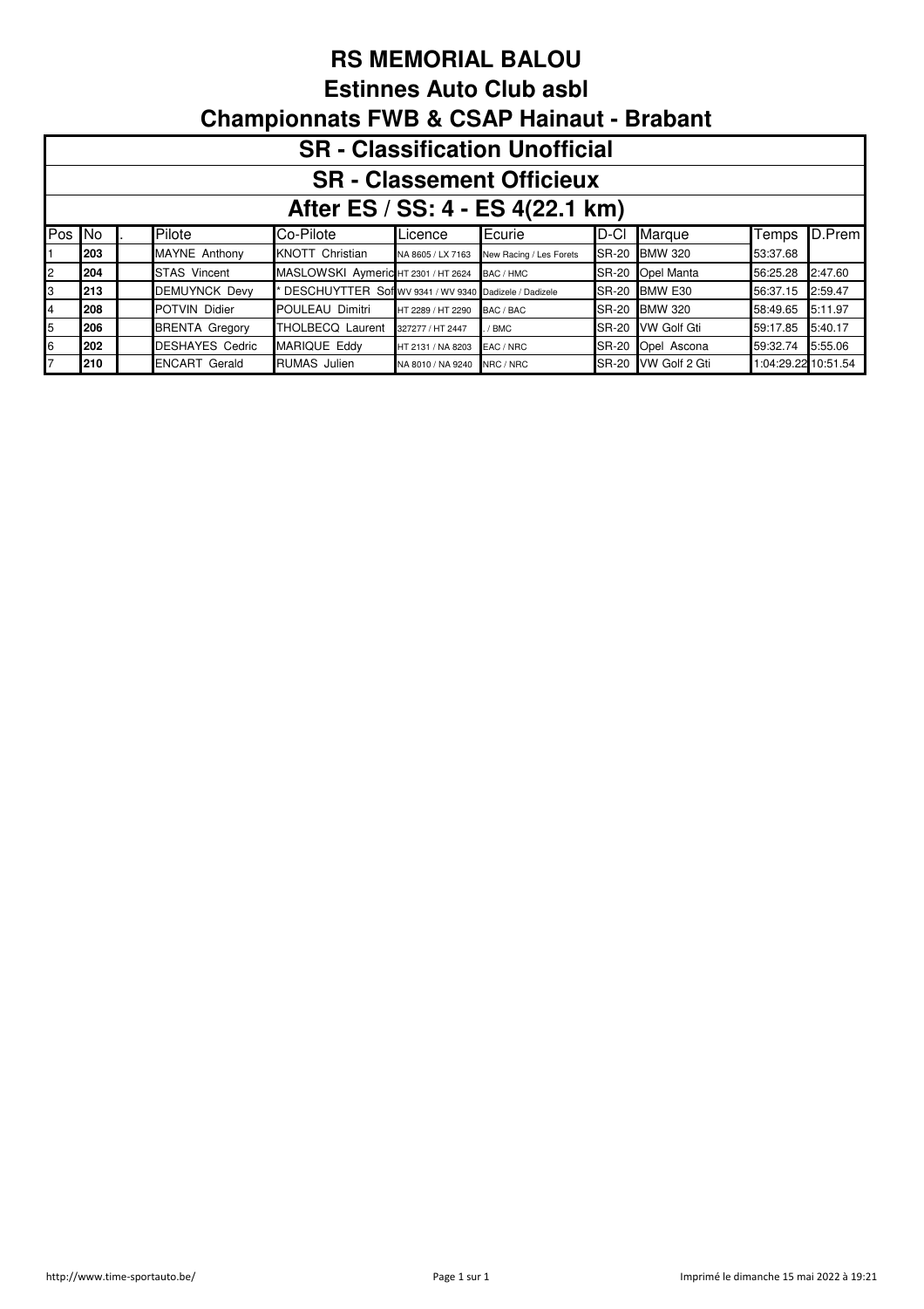# RS MEMORIAL BALOU

## Estinnes Auto Club asbl

## Championnats FWB & CSAP Hainaut - Brabant

### SR - Classification Unofficial

### SR - Classement Officieux

### After ES / SS: 4 - ES 4(22.1 km)

| Pos | No | . | Pilote | Co-Pilote | Licence | Ecurie | D-Cl | Marque | Temps | D.Prem |
|---|---|---|---|---|---|---|---|---|---|---|
| 1 | **203** | | MAYNE Anthony | KNOTT Christian | NA 8605 / LX 7163 | New Racing / Les Forets | SR-20 | BMW 320 | 53:37.68 | |
| 2 | **204** | | STAS Vincent | MASLOWSKI Aymeric | HT 2301 / HT 2624 | BAC / HMC | SR-20 | Opel Manta | 56:25.28 | 2:47.60 |
| 3 | **213** | | DEMUYNCK Devy | * DESCHUYTTER Sof | WV 9341 / WV 9340 | Dadizele / Dadizele | SR-20 | BMW E30 | 56:37.15 | 2:59.47 |
| 4 | **208** | | POTVIN Didier | POULEAU Dimitri | HT 2289 / HT 2290 | BAC / BAC | SR-20 | BMW 320 | 58:49.65 | 5:11.97 |
| 5 | **206** | | BRENTA Gregory | THOLBECQ Laurent | 327277 / HT 2447 | . / BMC | SR-20 | VW Golf Gti | 59:17.85 | 5:40.17 |
| 6 | **202** | | DESHAYES Cedric | MARIQUE Eddy | HT 2131 / NA 8203 | EAC / NRC | SR-20 | Opel Ascona | 59:32.74 | 5:55.06 |
| 7 | **210** | | ENCART Gerald | RUMAS Julien | NA 8010 / NA 9240 | NRC / NRC | SR-20 | VW Golf 2 Gti | 1:04:29.22 | 10:51.54 |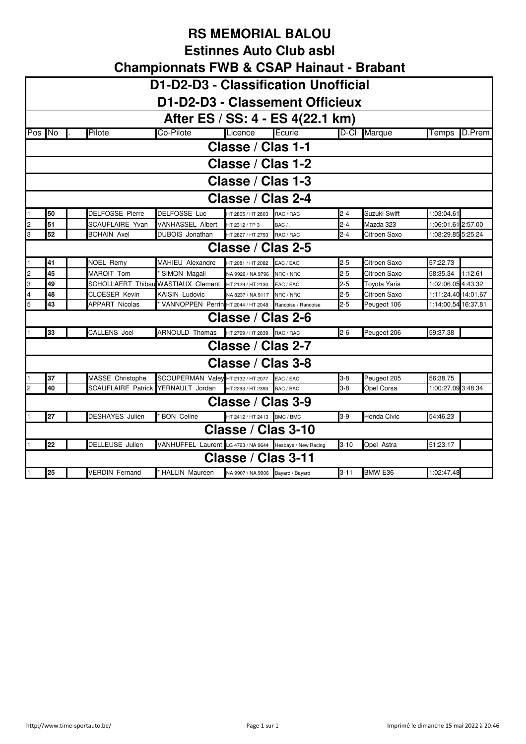# RS MEMORIAL BALOU

## Estinnes Auto Club asbl

## Championnats FWB & CSAP Hainaut - Brabant

### D1-D2-D3 - Classification Unofficial

### D1-D2-D3 - Classement Officieux

### After ES / SS: 4 - ES 4(22.1 km)

| Pos | No | . | Pilote | Co-Pilote | Licence | Ecurie | D-Cl | Marque | Temps | D.Prem |
|---|---|---|---|---|---|---|---|---|---|---|
| **Classe / Clas 1-1** | | | | | | | | | | |
| **Classe / Clas 1-2** | | | | | | | | | | |
| **Classe / Clas 1-3** | | | | | | | | | | |
| **Classe / Clas 2-4** | | | | | | | | | | |
| 1 | 50 | | DELFOSSE Pierre | DELFOSSE Luc | HT 2805 / HT 2803 | RAC / RAC | 2-4 | Suzuki Swift | 1:03:04.61 | |
| 2 | 51 | | SCAUFLAIRE Yvan | VANHASSEL Albert | HT 2312 / TP 3 | BAC / . | 2-4 | Mazda 323 | 1:06:01.61 | 2:57.00 |
| 3 | 52 | | BOHAIN Axel | DUBOIS Jonathan | HT 2827 / HT 2793 | RAC / RAC | 2-4 | Citroen Saxo | 1:08:29.85 | 5:25.24 |
| **Classe / Clas 2-5** | | | | | | | | | | |
| 1 | 41 | | NOEL Remy | MAHIEU Alexandre | HT 2081 / HT 2082 | EAC / EAC | 2-5 | Citroen Saxo | 57:22.73 | |
| 2 | 45 | | MAROIT Tom | * SIMON Magali | NA 9926 / NA 9796 | NRC / NRC | 2-5 | Citroen Saxo | 58:35.34 | 1:12.61 |
| 3 | 49 | | SCHOLLAERT Thibau | WASTIAUX Clement | HT 2129 / HT 2130 | EAC / EAC | 2-5 | Toyota Yaris | 1:02:06.05 | 4:43.32 |
| 4 | 48 | | CLOESER Kevin | KAISIN Ludovic | NA 8237 / NA 9117 | NRC / NRC | 2-5 | Citroen Saxo | 1:11:24.40 | 14:01.67 |
| 5 | 43 | | APPART Nicolas | * VANNOPPEN Perrin | HT 2044 / HT 2048 | Rancoise / Rancoise | 2-5 | Peugeot 106 | 1:14:00.54 | 16:37.81 |
| **Classe / Clas 2-6** | | | | | | | | | | |
| 1 | 33 | | CALLENS Joel | ARNOULD Thomas | HT 2799 / HT 2839 | RAC / RAC | 2-6 | Peugeot 206 | 59:37.38 | |
| **Classe / Clas 2-7** | | | | | | | | | | |
| **Classe / Clas 3-8** | | | | | | | | | | |
| 1 | 37 | | MASSE Christophe | SCOUPERMAN Valey | HT 2132 / HT 2077 | EAC / EAC | 3-8 | Peugeot 205 | 56:38.75 | |
| 2 | 40 | | SCAUFLAIRE Patrick | YERNAULT Jordan | HT 2293 / HT 2393 | BAC / BAC | 3-8 | Opel Corsa | 1:00:27.09 | 3:48.34 |
| **Classe / Clas 3-9** | | | | | | | | | | |
| 1 | 27 | | DESHAYES Julien | * BON Celine | HT 2412 / HT 2413 | BMC / BMC | 3-9 | Honda Civic | 54:46.23 | |
| **Classe / Clas 3-10** | | | | | | | | | | |
| 1 | 22 | | DELLEUSE Julien | VANHUFFEL Laurent | LG 4793 / NA 9644 | Hesbaye / New Racing | 3-10 | Opel Astra | 51:23.17 | |
| **Classe / Clas 3-11** | | | | | | | | | | |
| 1 | 25 | | VERDIN Fernand | * HALLIN Maureen | NA 9907 / NA 9906 | Bayard / Bayard | 3-11 | BMW E36 | 1:02:47.48 | |

http://www.time-sportauto.be/

Imprimé le dimanche 15 mai 2022 à 20:46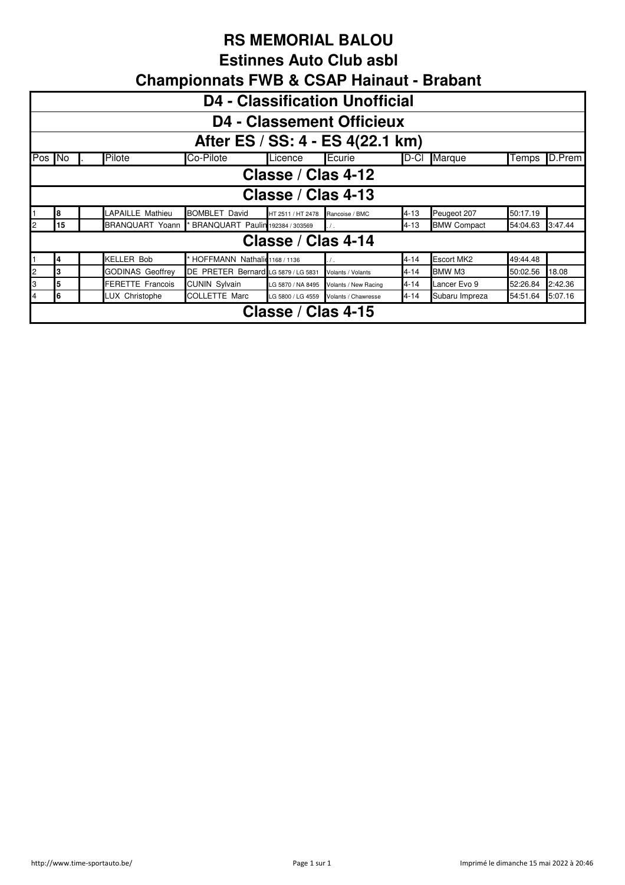# RS MEMORIAL BALOU

## Estinnes Auto Club asbl

## Championnats FWB & CSAP Hainaut - Brabant

### D4 - Classification Unofficial

### D4 - Classement Officieux

### After ES / SS: 4 - ES 4(22.1 km)

| Pos | No | . | Pilote | Co-Pilote | Licence | Ecurie | D-Cl | Marque | Temps | D.Prem |
|---|---|---|---|---|---|---|---|---|---|---|
| **Classe / Clas 4-12** | | | | | | | | | | |
| **Classe / Clas 4-13** | | | | | | | | | | |
| 1 | 8 | | LAPAILLE Mathieu | BOMBLET David | HT 2511 / HT 2478 | Rancoise / BMC | 4-13 | Peugeot 207 | 50:17.19 | |
| 2 | 15 | | BRANQUART Yoann | * BRANQUART Paulin | 192384 / 303569 | . / . | 4-13 | BMW Compact | 54:04.63 | 3:47.44 |
| **Classe / Clas 4-14** | | | | | | | | | | |
| 1 | 4 | | KELLER Bob | * HOFFMANN Nathalie | 1168 / 1136 | . / . | 4-14 | Escort MK2 | 49:44.48 | |
| 2 | 3 | | GODINAS Geoffrey | DE PRETER Bernard | LG 5879 / LG 5831 | Volants / Volants | 4-14 | BMW M3 | 50:02.56 | 18.08 |
| 3 | 5 | | FERETTE Francois | CUNIN Sylvain | LG 5870 / NA 8495 | Volants / New Racing | 4-14 | Lancer Evo 9 | 52:26.84 | 2:42.36 |
| 4 | 6 | | LUX Christophe | COLLETTE Marc | LG 5800 / LG 4559 | Volants / Chawresse | 4-14 | Subaru Impreza | 54:51.64 | 5:07.16 |
| **Classe / Clas 4-15** | | | | | | | | | | |

http://www.time-sportauto.be/ — Imprimé le dimanche 15 mai 2022 à 20:46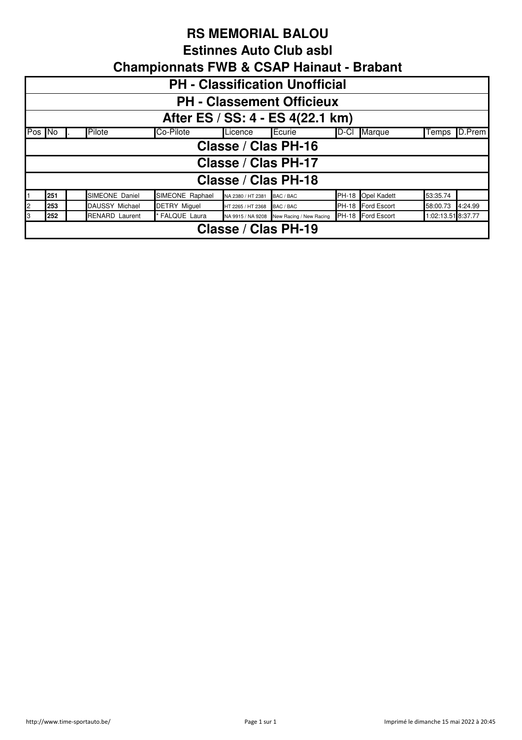# RS MEMORIAL BALOU

## Estinnes Auto Club asbl

## Championnats FWB & CSAP Hainaut - Brabant

### PH - Classification Unofficial

### PH - Classement Officieux

### After ES / SS: 4 - ES 4(22.1 km)

| Pos | No | . | Pilote | Co-Pilote | Licence | Ecurie | D-Cl | Marque | Temps | D.Prem |
|---|---|---|---|---|---|---|---|---|---|---|
| **Classe / Clas PH-16** | | | | | | | | | | |
| **Classe / Clas PH-17** | | | | | | | | | | |
| **Classe / Clas PH-18** | | | | | | | | | | |
| 1 | **251** | | SIMEONE Daniel | SIMEONE Raphael | NA 2380 / HT 2381 | BAC / BAC | PH-18 | Opel Kadett | 53:35.74 | |
| 2 | **253** | | DAUSSY Michael | DETRY Miguel | HT 2265 / HT 2368 | BAC / BAC | PH-18 | Ford Escort | 58:00.73 | 4:24.99 |
| 3 | **252** | | RENARD Laurent | * FALQUE Laura | NA 9915 / NA 9208 | New Racing / New Racing | PH-18 | Ford Escort | 1:02:13.51 | 8:37.77 |
| **Classe / Clas PH-19** | | | | | | | | | | |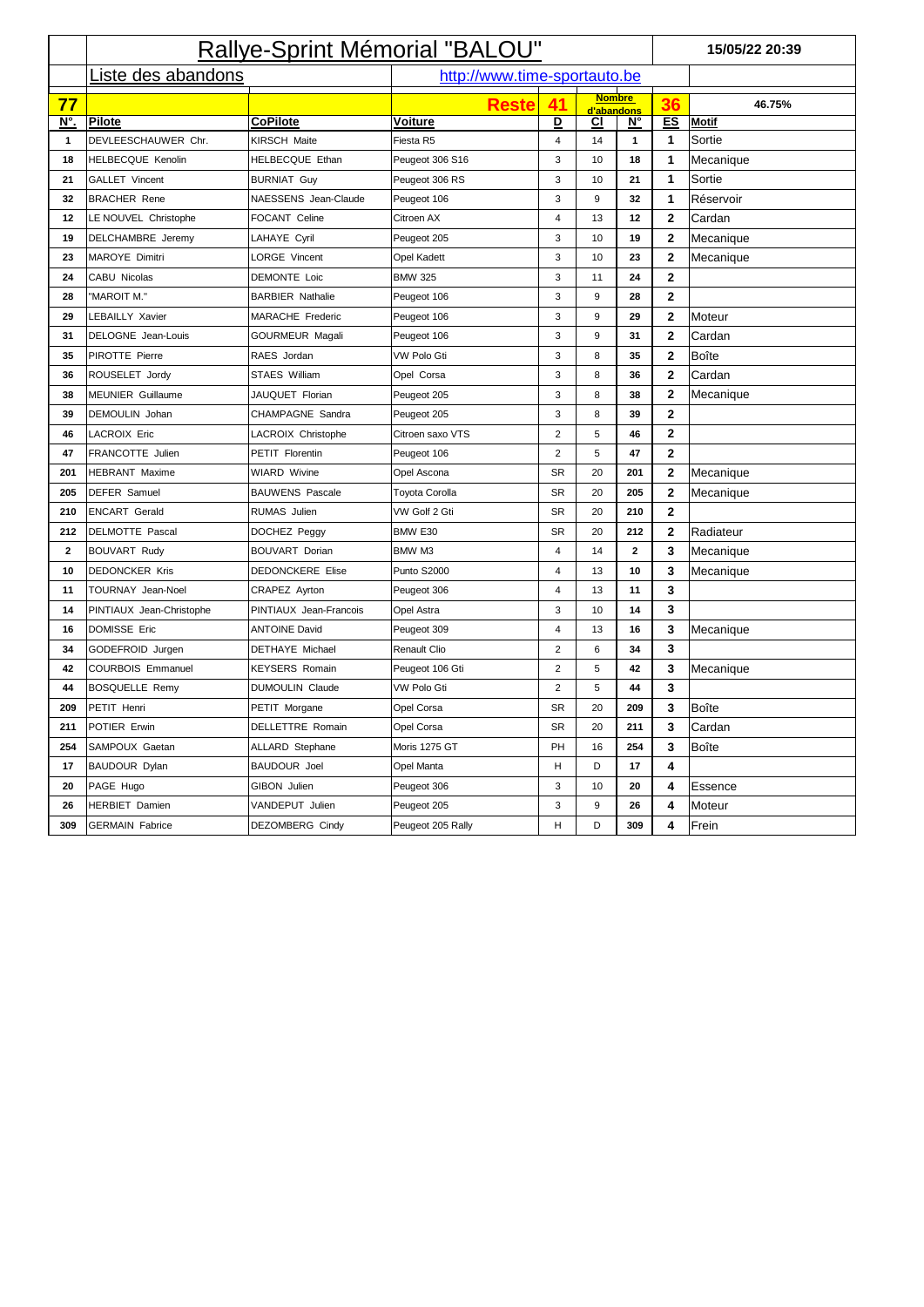# Rallye-Sprint Mémorial "BALOU"

15/05/22 20:39

## Liste des abandons

http://www.time-sportauto.be

| 77 | | | Reste | 41 | Nombre d'abandons | | 36 | 46.75% |
|---|---|---|---|---|---|---|---|---|
| N°. | Pilote | CoPilote | Voiture | D | Cl | N° | ES | Motif |
| 1 | DEVLEESCHAUWER Chr. | KIRSCH Maite | Fiesta R5 | 4 | 14 | 1 | 1 | Sortie |
| 18 | HELBECQUE Kenolin | HELBECQUE Ethan | Peugeot 306 S16 | 3 | 10 | 18 | 1 | Mecanique |
| 21 | GALLET Vincent | BURNIAT Guy | Peugeot 306 RS | 3 | 10 | 21 | 1 | Sortie |
| 32 | BRACHER Rene | NAESSENS Jean-Claude | Peugeot 106 | 3 | 9 | 32 | 1 | Réservoir |
| 12 | LE NOUVEL Christophe | FOCANT Celine | Citroen AX | 4 | 13 | 12 | 2 | Cardan |
| 19 | DELCHAMBRE Jeremy | LAHAYE Cyril | Peugeot 205 | 3 | 10 | 19 | 2 | Mecanique |
| 23 | MAROYE Dimitri | LORGE Vincent | Opel Kadett | 3 | 10 | 23 | 2 | Mecanique |
| 24 | CABU Nicolas | DEMONTE Loic | BMW 325 | 3 | 11 | 24 | 2 | |
| 28 | "MAROIT M." | BARBIER Nathalie | Peugeot 106 | 3 | 9 | 28 | 2 | |
| 29 | LEBAILLY Xavier | MARACHE Frederic | Peugeot 106 | 3 | 9 | 29 | 2 | Moteur |
| 31 | DELOGNE Jean-Louis | GOURMEUR Magali | Peugeot 106 | 3 | 9 | 31 | 2 | Cardan |
| 35 | PIROTTE Pierre | RAES Jordan | VW Polo Gti | 3 | 8 | 35 | 2 | Boîte |
| 36 | ROUSELET Jordy | STAES William | Opel Corsa | 3 | 8 | 36 | 2 | Cardan |
| 38 | MEUNIER Guillaume | JAUQUET Florian | Peugeot 205 | 3 | 8 | 38 | 2 | Mecanique |
| 39 | DEMOULIN Johan | CHAMPAGNE Sandra | Peugeot 205 | 3 | 8 | 39 | 2 | |
| 46 | LACROIX Eric | LACROIX Christophe | Citroen saxo VTS | 2 | 5 | 46 | 2 | |
| 47 | FRANCOTTE Julien | PETIT Florentin | Peugeot 106 | 2 | 5 | 47 | 2 | |
| 201 | HEBRANT Maxime | WIARD Wivine | Opel Ascona | SR | 20 | 201 | 2 | Mecanique |
| 205 | DEFER Samuel | BAUWENS Pascale | Toyota Corolla | SR | 20 | 205 | 2 | Mecanique |
| 210 | ENCART Gerald | RUMAS Julien | VW Golf 2 Gti | SR | 20 | 210 | 2 | |
| 212 | DELMOTTE Pascal | DOCHEZ Peggy | BMW E30 | SR | 20 | 212 | 2 | Radiateur |
| 2 | BOUVART Rudy | BOUVART Dorian | BMW M3 | 4 | 14 | 2 | 3 | Mecanique |
| 10 | DEDONCKER Kris | DEDONCKERE Elise | Punto S2000 | 4 | 13 | 10 | 3 | Mecanique |
| 11 | TOURNAY Jean-Noel | CRAPEZ Ayrton | Peugeot 306 | 4 | 13 | 11 | 3 | |
| 14 | PINTIAUX Jean-Christophe | PINTIAUX Jean-Francois | Opel Astra | 3 | 10 | 14 | 3 | |
| 16 | DOMISSE Eric | ANTOINE David | Peugeot 309 | 4 | 13 | 16 | 3 | Mecanique |
| 34 | GODEFROID Jurgen | DETHAYE Michael | Renault Clio | 2 | 6 | 34 | 3 | |
| 42 | COURBOIS Emmanuel | KEYSERS Romain | Peugeot 106 Gti | 2 | 5 | 42 | 3 | Mecanique |
| 44 | BOSQUELLE Remy | DUMOULIN Claude | VW Polo Gti | 2 | 5 | 44 | 3 | |
| 209 | PETIT Henri | PETIT Morgane | Opel Corsa | SR | 20 | 209 | 3 | Boîte |
| 211 | POTIER Erwin | DELLETTRE Romain | Opel Corsa | SR | 20 | 211 | 3 | Cardan |
| 254 | SAMPOUX Gaetan | ALLARD Stephane | Moris 1275 GT | PH | 16 | 254 | 3 | Boîte |
| 17 | BAUDOUR Dylan | BAUDOUR Joel | Opel Manta | H | D | 17 | 4 | |
| 20 | PAGE Hugo | GIBON Julien | Peugeot 306 | 3 | 10 | 20 | 4 | Essence |
| 26 | HERBIET Damien | VANDEPUT Julien | Peugeot 205 | 3 | 9 | 26 | 4 | Moteur |
| 309 | GERMAIN Fabrice | DEZOMBERG Cindy | Peugeot 205 Rally | H | D | 309 | 4 | Frein |